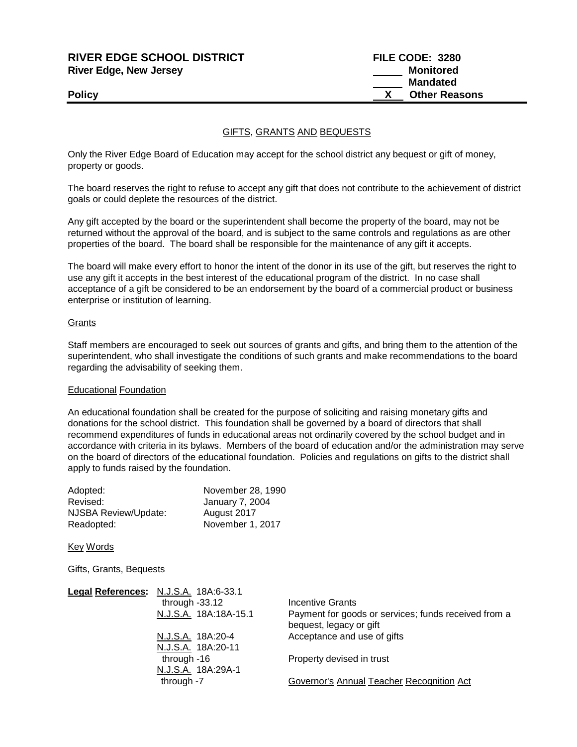**RIVER EDGE SCHOOL DISTRICT** | **FILE CODE: 3280**
**River Edge, New Jersey**

\_\_\_\_\_ **Monitored**
\_\_\_\_\_ **Mandated**
\_\_X\_\_ **Other Reasons**

**Policy**

## GIFTS, GRANTS AND BEQUESTS

Only the River Edge Board of Education may accept for the school district any bequest or gift of money, property or goods.

The board reserves the right to refuse to accept any gift that does not contribute to the achievement of district goals or could deplete the resources of the district.

Any gift accepted by the board or the superintendent shall become the property of the board, may not be returned without the approval of the board, and is subject to the same controls and regulations as are other properties of the board. The board shall be responsible for the maintenance of any gift it accepts.

The board will make every effort to honor the intent of the donor in its use of the gift, but reserves the right to use any gift it accepts in the best interest of the educational program of the district. In no case shall acceptance of a gift be considered to be an endorsement by the board of a commercial product or business enterprise or institution of learning.

### Grants

Staff members are encouraged to seek out sources of grants and gifts, and bring them to the attention of the superintendent, who shall investigate the conditions of such grants and make recommendations to the board regarding the advisability of seeking them.

### Educational Foundation

An educational foundation shall be created for the purpose of soliciting and raising monetary gifts and donations for the school district. This foundation shall be governed by a board of directors that shall recommend expenditures of funds in educational areas not ordinarily covered by the school budget and in accordance with criteria in its bylaws. Members of the board of education and/or the administration may serve on the board of directors of the educational foundation. Policies and regulations on gifts to the district shall apply to funds raised by the foundation.

| | |
|---|---|
| Adopted: | November 28, 1990 |
| Revised: | January 7, 2004 |
| NJSBA Review/Update: | August 2017 |
| Readopted: | November 1, 2017 |

### Key Words

Gifts, Grants, Bequests

**Legal References:**

| | |
|---|---|
| N.J.S.A. 18A:6-33.1 through -33.12 | Incentive Grants |
| N.J.S.A. 18A:18A-15.1 | Payment for goods or services; funds received from a bequest, legacy or gift |
| N.J.S.A. 18A:20-4 | Acceptance and use of gifts |
| N.J.S.A. 18A:20-11 through -16 | Property devised in trust |
| N.J.S.A. 18A:29A-1 through -7 | Governor's Annual Teacher Recognition Act |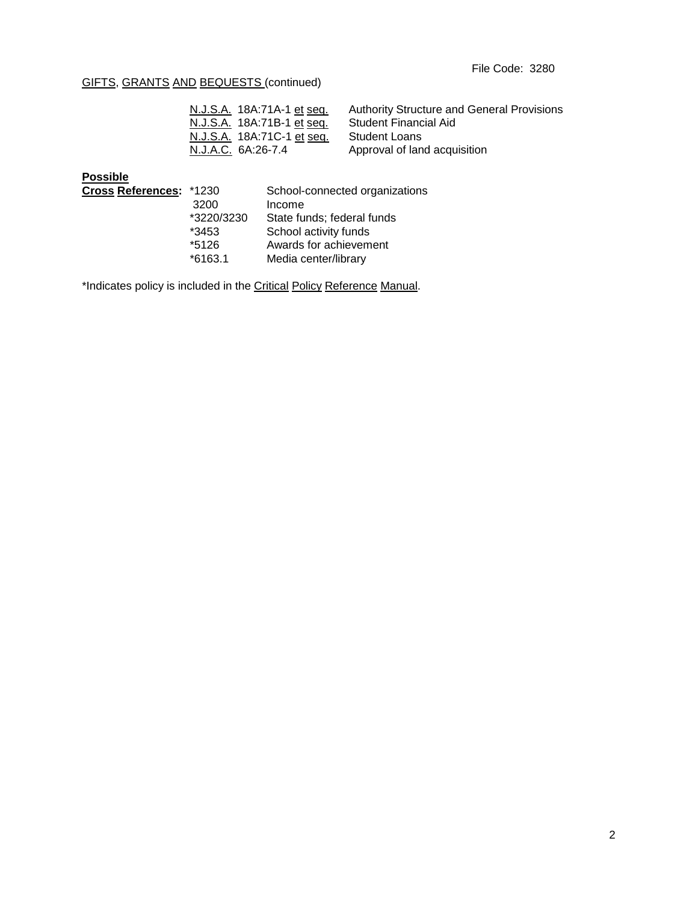File Code: 3280

GIFTS, GRANTS AND BEQUESTS (continued)

| | |
|---|---|
| N.J.S.A. 18A:71A-1 et seq. | Authority Structure and General Provisions |
| N.J.S.A. 18A:71B-1 et seq. | Student Financial Aid |
| N.J.S.A. 18A:71C-1 et seq. | Student Loans |
| N.J.A.C. 6A:26-7.4 | Approval of land acquisition |

**Possible Cross References:**

| | |
|---|---|
| *1230 | School-connected organizations |
| 3200 | Income |
| *3220/3230 | State funds; federal funds |
| *3453 | School activity funds |
| *5126 | Awards for achievement |
| *6163.1 | Media center/library |

*Indicates policy is included in the Critical Policy Reference Manual.